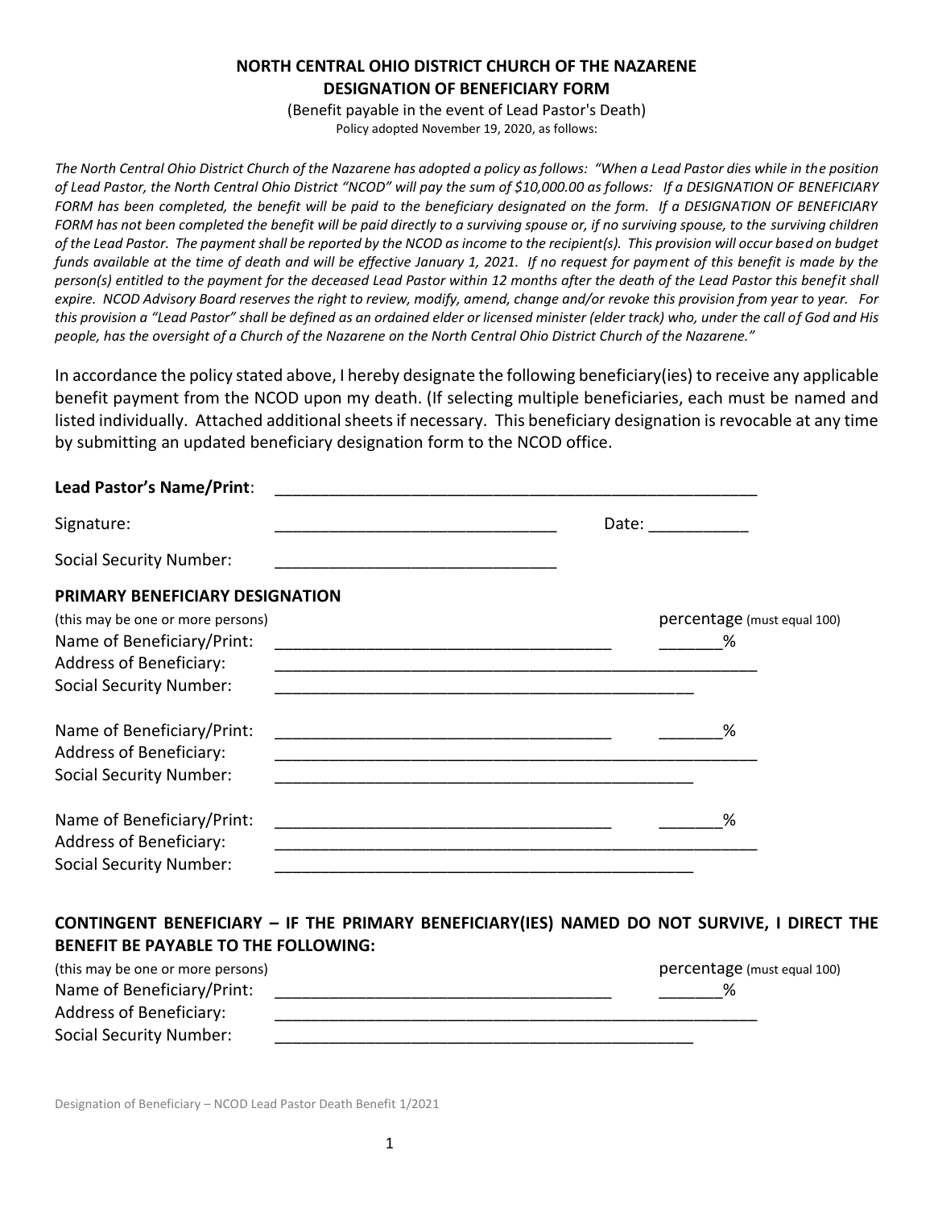# NORTH CENTRAL OHIO DISTRICT CHURCH OF THE NAZARENE
## DESIGNATION OF BENEFICIARY FORM

(Benefit payable in the event of Lead Pastor's Death)
Policy adopted November 19, 2020, as follows:

*The North Central Ohio District Church of the Nazarene has adopted a policy as follows: "When a Lead Pastor dies while in the position of Lead Pastor, the North Central Ohio District "NCOD" will pay the sum of $10,000.00 as follows: If a DESIGNATION OF BENEFICIARY FORM has been completed, the benefit will be paid to the beneficiary designated on the form. If a DESIGNATION OF BENEFICIARY FORM has not been completed the benefit will be paid directly to a surviving spouse or, if no surviving spouse, to the surviving children of the Lead Pastor. The payment shall be reported by the NCOD as income to the recipient(s). This provision will occur based on budget funds available at the time of death and will be effective January 1, 2021. If no request for payment of this benefit is made by the person(s) entitled to the payment for the deceased Lead Pastor within 12 months after the death of the Lead Pastor this benefit shall expire. NCOD Advisory Board reserves the right to review, modify, amend, change and/or revoke this provision from year to year. For this provision a "Lead Pastor" shall be defined as an ordained elder or licensed minister (elder track) who, under the call of God and His people, has the oversight of a Church of the Nazarene on the North Central Ohio District Church of the Nazarene."*

In accordance the policy stated above, I hereby designate the following beneficiary(ies) to receive any applicable benefit payment from the NCOD upon my death. (If selecting multiple beneficiaries, each must be named and listed individually. Attached additional sheets if necessary. This beneficiary designation is revocable at any time by submitting an updated beneficiary designation form to the NCOD office.

**Lead Pastor's Name/Print**: _______________________________________________

Signature: ______________________________ Date: ___________

Social Security Number: ______________________________

**PRIMARY BENEFICIARY DESIGNATION**

(this may be one or more persons) percentage (must equal 100)

Name of Beneficiary/Print: ____________________________________ _______%
Address of Beneficiary: _______________________________________________
Social Security Number: _______________________________________________

Name of Beneficiary/Print: ____________________________________ _______%
Address of Beneficiary: _______________________________________________
Social Security Number: _______________________________________________

Name of Beneficiary/Print: ____________________________________ _______%
Address of Beneficiary: _______________________________________________
Social Security Number: _______________________________________________

**CONTINGENT BENEFICIARY – IF THE PRIMARY BENEFICIARY(IES) NAMED DO NOT SURVIVE, I DIRECT THE BENEFIT BE PAYABLE TO THE FOLLOWING:**

(this may be one or more persons) percentage (must equal 100)

Name of Beneficiary/Print: ____________________________________ _______%
Address of Beneficiary: _______________________________________________
Social Security Number: _______________________________________________

Designation of Beneficiary – NCOD Lead Pastor Death Benefit 1/2021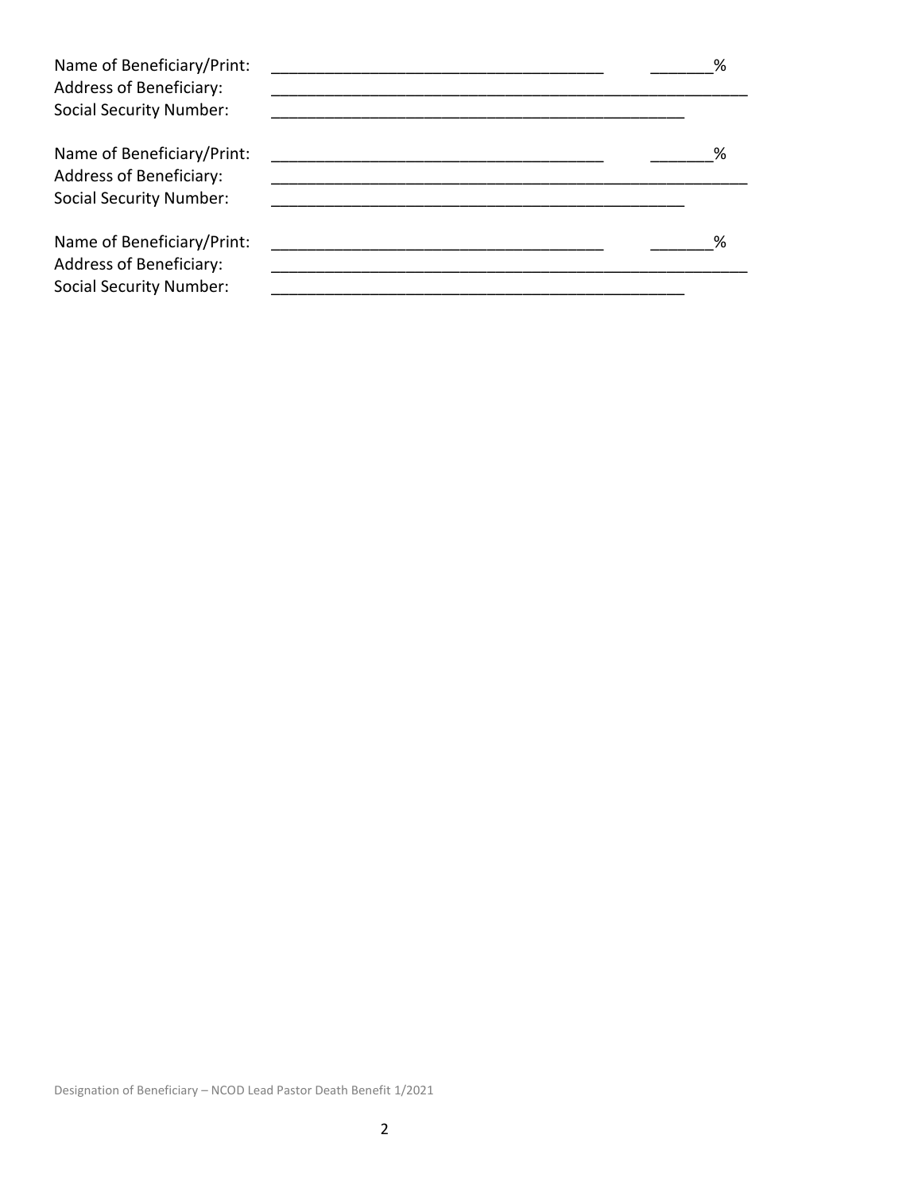Name of Beneficiary/Print: ____________________________________ _______%
Address of Beneficiary: _______________________________________________________
Social Security Number: _______________________________________________

Name of Beneficiary/Print: ____________________________________ _______%
Address of Beneficiary: _______________________________________________________
Social Security Number: _______________________________________________

Name of Beneficiary/Print: ____________________________________ _______%
Address of Beneficiary: _______________________________________________________
Social Security Number: _______________________________________________